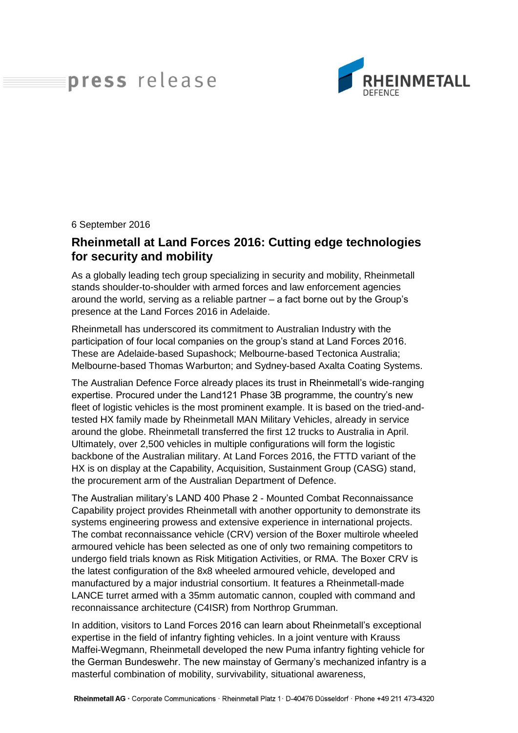press release

RHEINMETALL DEFENCE

6 September 2016

# Rheinmetall at Land Forces 2016: Cutting edge technologies for security and mobility

As a globally leading tech group specializing in security and mobility, Rheinmetall stands shoulder-to-shoulder with armed forces and law enforcement agencies around the world, serving as a reliable partner – a fact borne out by the Group's presence at the Land Forces 2016 in Adelaide.

Rheinmetall has underscored its commitment to Australian Industry with the participation of four local companies on the group's stand at Land Forces 2016. These are Adelaide-based Supashock; Melbourne-based Tectonica Australia; Melbourne-based Thomas Warburton; and Sydney-based Axalta Coating Systems.

The Australian Defence Force already places its trust in Rheinmetall's wide-ranging expertise. Procured under the Land121 Phase 3B programme, the country's new fleet of logistic vehicles is the most prominent example. It is based on the tried-and-tested HX family made by Rheinmetall MAN Military Vehicles, already in service around the globe. Rheinmetall transferred the first 12 trucks to Australia in April. Ultimately, over 2,500 vehicles in multiple configurations will form the logistic backbone of the Australian military. At Land Forces 2016, the FTTD variant of the HX is on display at the Capability, Acquisition, Sustainment Group (CASG) stand, the procurement arm of the Australian Department of Defence.

The Australian military's LAND 400 Phase 2 - Mounted Combat Reconnaissance Capability project provides Rheinmetall with another opportunity to demonstrate its systems engineering prowess and extensive experience in international projects. The combat reconnaissance vehicle (CRV) version of the Boxer multirole wheeled armoured vehicle has been selected as one of only two remaining competitors to undergo field trials known as Risk Mitigation Activities, or RMA. The Boxer CRV is the latest configuration of the 8x8 wheeled armoured vehicle, developed and manufactured by a major industrial consortium. It features a Rheinmetall-made LANCE turret armed with a 35mm automatic cannon, coupled with command and reconnaissance architecture (C4ISR) from Northrop Grumman.

In addition, visitors to Land Forces 2016 can learn about Rheinmetall's exceptional expertise in the field of infantry fighting vehicles. In a joint venture with Krauss Maffei-Wegmann, Rheinmetall developed the new Puma infantry fighting vehicle for the German Bundeswehr. The new mainstay of Germany's mechanized infantry is a masterful combination of mobility, survivability, situational awareness,

**Rheinmetall AG** · Corporate Communications · Rheinmetall Platz 1 · D-40476 Düsseldorf · Phone +49 211 473-4320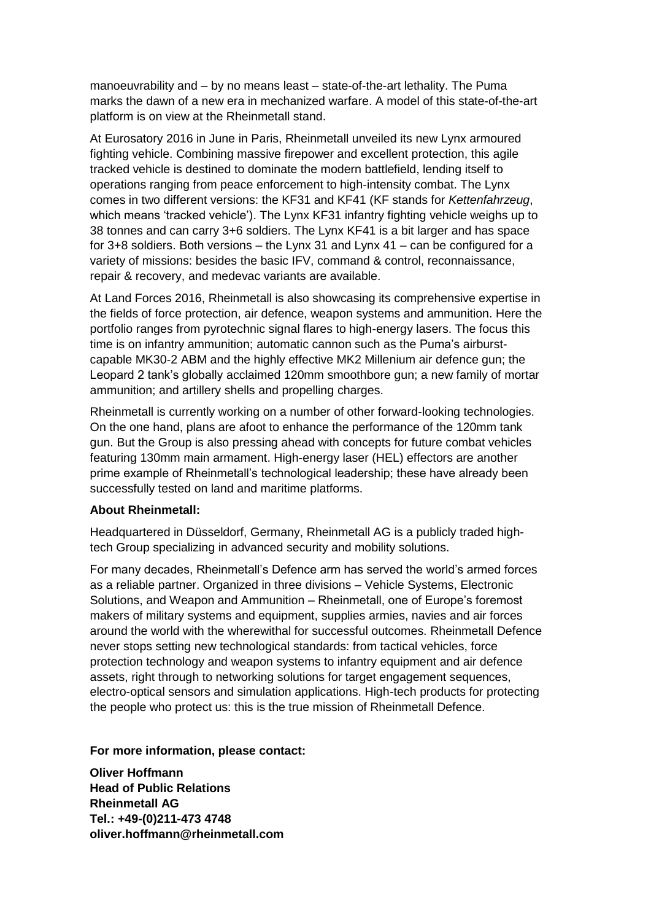manoeuvrability and – by no means least – state-of-the-art lethality. The Puma marks the dawn of a new era in mechanized warfare. A model of this state-of-the-art platform is on view at the Rheinmetall stand.

At Eurosatory 2016 in June in Paris, Rheinmetall unveiled its new Lynx armoured fighting vehicle. Combining massive firepower and excellent protection, this agile tracked vehicle is destined to dominate the modern battlefield, lending itself to operations ranging from peace enforcement to high-intensity combat. The Lynx comes in two different versions: the KF31 and KF41 (KF stands for *Kettenfahrzeug*, which means 'tracked vehicle'). The Lynx KF31 infantry fighting vehicle weighs up to 38 tonnes and can carry 3+6 soldiers. The Lynx KF41 is a bit larger and has space for 3+8 soldiers. Both versions – the Lynx 31 and Lynx 41 – can be configured for a variety of missions: besides the basic IFV, command & control, reconnaissance, repair & recovery, and medevac variants are available.

At Land Forces 2016, Rheinmetall is also showcasing its comprehensive expertise in the fields of force protection, air defence, weapon systems and ammunition. Here the portfolio ranges from pyrotechnic signal flares to high-energy lasers. The focus this time is on infantry ammunition; automatic cannon such as the Puma's airburst-capable MK30-2 ABM and the highly effective MK2 Millenium air defence gun; the Leopard 2 tank's globally acclaimed 120mm smoothbore gun; a new family of mortar ammunition; and artillery shells and propelling charges.

Rheinmetall is currently working on a number of other forward-looking technologies. On the one hand, plans are afoot to enhance the performance of the 120mm tank gun. But the Group is also pressing ahead with concepts for future combat vehicles featuring 130mm main armament. High-energy laser (HEL) effectors are another prime example of Rheinmetall's technological leadership; these have already been successfully tested on land and maritime platforms.

**About Rheinmetall:**

Headquartered in Düsseldorf, Germany, Rheinmetall AG is a publicly traded high-tech Group specializing in advanced security and mobility solutions.

For many decades, Rheinmetall's Defence arm has served the world's armed forces as a reliable partner. Organized in three divisions – Vehicle Systems, Electronic Solutions, and Weapon and Ammunition – Rheinmetall, one of Europe's foremost makers of military systems and equipment, supplies armies, navies and air forces around the world with the wherewithal for successful outcomes. Rheinmetall Defence never stops setting new technological standards: from tactical vehicles, force protection technology and weapon systems to infantry equipment and air defence assets, right through to networking solutions for target engagement sequences, electro-optical sensors and simulation applications. High-tech products for protecting the people who protect us: this is the true mission of Rheinmetall Defence.

**For more information, please contact:**

**Oliver Hoffmann**
**Head of Public Relations**
**Rheinmetall AG**
**Tel.: +49-(0)211-473 4748**
**oliver.hoffmann@rheinmetall.com**